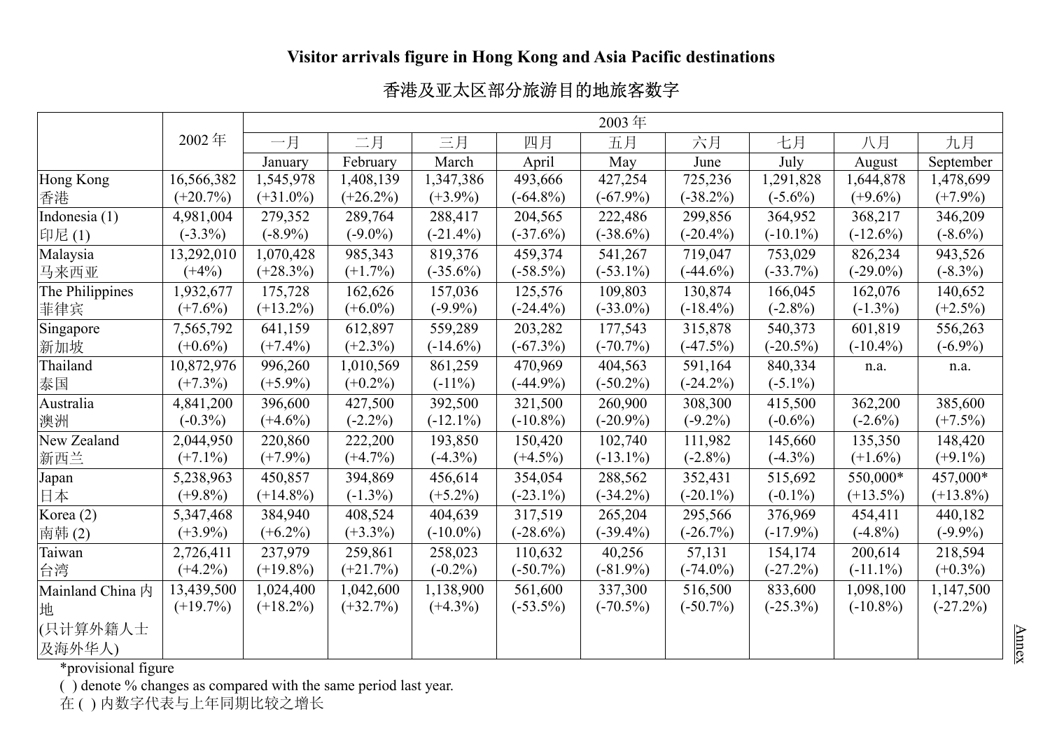**Visitor arrivals figure in Hong Kong and Asia Pacific destinations**

**香港及亚太区部分旅游目的地旅客数字**

| | 2002 年 | 2003 年 | | | | | | | | |
|---|---|---|---|---|---|---|---|---|---|---|
| | | 一月 January | 二月 February | 三月 March | 四月 April | 五月 May | 六月 June | 七月 July | 八月 August | 九月 September |
| Hong Kong 香港 | 16,566,382 (+20.7%) | 1,545,978 (+31.0%) | 1,408,139 (+26.2%) | 1,347,386 (+3.9%) | 493,666 (-64.8%) | 427,254 (-67.9%) | 725,236 (-38.2%) | 1,291,828 (-5.6%) | 1,644,878 (+9.6%) | 1,478,699 (+7.9%) |
| Indonesia (1) 印尼 (1) | 4,981,004 (-3.3%) | 279,352 (-8.9%) | 289,764 (-9.0%) | 288,417 (-21.4%) | 204,565 (-37.6%) | 222,486 (-38.6%) | 299,856 (-20.4%) | 364,952 (-10.1%) | 368,217 (-12.6%) | 346,209 (-8.6%) |
| Malaysia 马来西亚 | 13,292,010 (+4%) | 1,070,428 (+28.3%) | 985,343 (+1.7%) | 819,376 (-35.6%) | 459,374 (-58.5%) | 541,267 (-53.1%) | 719,047 (-44.6%) | 753,029 (-33.7%) | 826,234 (-29.0%) | 943,526 (-8.3%) |
| The Philippines 菲律宾 | 1,932,677 (+7.6%) | 175,728 (+13.2%) | 162,626 (+6.0%) | 157,036 (-9.9%) | 125,576 (-24.4%) | 109,803 (-33.0%) | 130,874 (-18.4%) | 166,045 (-2.8%) | 162,076 (-1.3%) | 140,652 (+2.5%) |
| Singapore 新加坡 | 7,565,792 (+0.6%) | 641,159 (+7.4%) | 612,897 (+2.3%) | 559,289 (-14.6%) | 203,282 (-67.3%) | 177,543 (-70.7%) | 315,878 (-47.5%) | 540,373 (-20.5%) | 601,819 (-10.4%) | 556,263 (-6.9%) |
| Thailand 泰国 | 10,872,976 (+7.3%) | 996,260 (+5.9%) | 1,010,569 (+0.2%) | 861,259 (-11%) | 470,969 (-44.9%) | 404,563 (-50.2%) | 591,164 (-24.2%) | 840,334 (-5.1%) | n.a. | n.a. |
| Australia 澳洲 | 4,841,200 (-0.3%) | 396,600 (+4.6%) | 427,500 (-2.2%) | 392,500 (-12.1%) | 321,500 (-10.8%) | 260,900 (-20.9%) | 308,300 (-9.2%) | 415,500 (-0.6%) | 362,200 (-2.6%) | 385,600 (+7.5%) |
| New Zealand 新西兰 | 2,044,950 (+7.1%) | 220,860 (+7.9%) | 222,200 (+4.7%) | 193,850 (-4.3%) | 150,420 (+4.5%) | 102,740 (-13.1%) | 111,982 (-2.8%) | 145,660 (-4.3%) | 135,350 (+1.6%) | 148,420 (+9.1%) |
| Japan 日本 | 5,238,963 (+9.8%) | 450,857 (+14.8%) | 394,869 (-1.3%) | 456,614 (+5.2%) | 354,054 (-23.1%) | 288,562 (-34.2%) | 352,431 (-20.1%) | 515,692 (-0.1%) | 550,000* (+13.5%) | 457,000* (+13.8%) |
| Korea (2) 南韩 (2) | 5,347,468 (+3.9%) | 384,940 (+6.2%) | 408,524 (+3.3%) | 404,639 (-10.0%) | 317,519 (-28.6%) | 265,204 (-39.4%) | 295,566 (-26.7%) | 376,969 (-17.9%) | 454,411 (-4.8%) | 440,182 (-9.9%) |
| Taiwan 台湾 | 2,726,411 (+4.2%) | 237,979 (+19.8%) | 259,861 (+21.7%) | 258,023 (-0.2%) | 110,632 (-50.7%) | 40,256 (-81.9%) | 57,131 (-74.0%) | 154,174 (-27.2%) | 200,614 (-11.1%) | 218,594 (+0.3%) |
| Mainland China 内地 (只计算外籍人士及海外华人) | 13,439,500 (+19.7%) | 1,024,400 (+18.2%) | 1,042,600 (+32.7%) | 1,138,900 (+4.3%) | 561,600 (-53.5%) | 337,300 (-70.5%) | 516,500 (-50.7%) | 833,600 (-25.3%) | 1,098,100 (-10.8%) | 1,147,500 (-27.2%) |

*provisional figure

( ) denote % changes as compared with the same period last year.

在 ( ) 内数字代表与上年同期比较之增长

Annex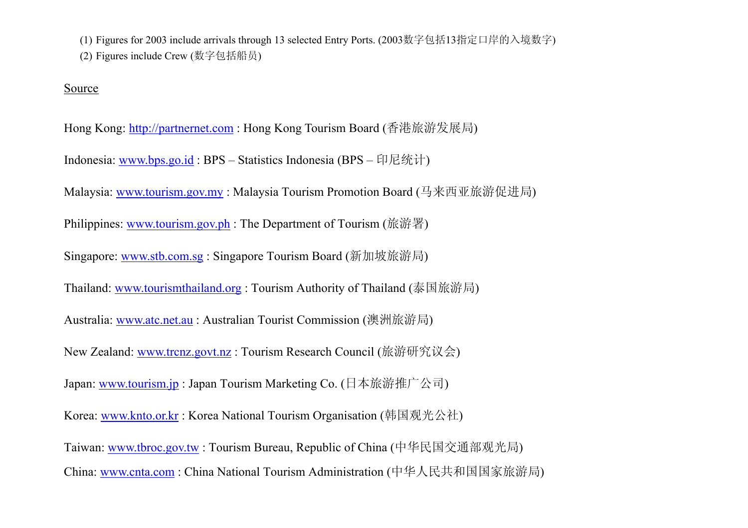(1) Figures for 2003 include arrivals through 13 selected Entry Ports. (2003数字包括13指定口岸的入境数字)
(2) Figures include Crew (数字包括船员)

Source

Hong Kong: http://partnernet.com : Hong Kong Tourism Board (香港旅游发展局)

Indonesia: www.bps.go.id : BPS – Statistics Indonesia (BPS – 印尼统计)

Malaysia: www.tourism.gov.my : Malaysia Tourism Promotion Board (马来西亚旅游促进局)

Philippines: www.tourism.gov.ph : The Department of Tourism (旅游署)

Singapore: www.stb.com.sg : Singapore Tourism Board (新加坡旅游局)

Thailand: www.tourismthailand.org : Tourism Authority of Thailand (泰国旅游局)

Australia: www.atc.net.au : Australian Tourist Commission (澳洲旅游局)

New Zealand: www.trcnz.govt.nz : Tourism Research Council (旅游研究议会)

Japan: www.tourism.jp : Japan Tourism Marketing Co. (日本旅游推广公司)

Korea: www.knto.or.kr : Korea National Tourism Organisation (韩国观光公社)

Taiwan: www.tbroc.gov.tw : Tourism Bureau, Republic of China (中华民国交通部观光局)

China: www.cnta.com : China National Tourism Administration (中华人民共和国国家旅游局)